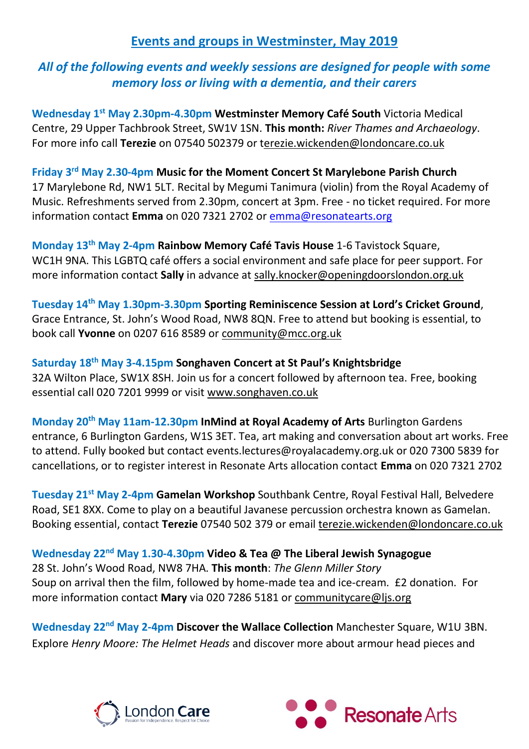# Events and groups in Westminster, May 2019

***All of the following events and weekly sessions are designed for people with some memory loss or living with a dementia, and their carers***

**Wednesday 1st May 2.30pm-4.30pm Westminster Memory Café South** Victoria Medical Centre, 29 Upper Tachbrook Street, SW1V 1SN. **This month:** *River Thames and Archaeology*. For more info call **Terezie** on 07540 502379 or terezie.wickenden@londoncare.co.uk

**Friday 3rd May 2.30-4pm Music for the Moment Concert St Marylebone Parish Church** 17 Marylebone Rd, NW1 5LT. Recital by Megumi Tanimura (violin) from the Royal Academy of Music. Refreshments served from 2.30pm, concert at 3pm. Free - no ticket required. For more information contact **Emma** on 020 7321 2702 or emma@resonatearts.org

**Monday 13th May 2-4pm Rainbow Memory Café Tavis House** 1-6 Tavistock Square, WC1H 9NA. This LGBTQ café offers a social environment and safe place for peer support. For more information contact **Sally** in advance at sally.knocker@openingdoorslondon.org.uk

**Tuesday 14th May 1.30pm-3.30pm Sporting Reminiscence Session at Lord's Cricket Ground**, Grace Entrance, St. John's Wood Road, NW8 8QN. Free to attend but booking is essential, to book call **Yvonne** on 0207 616 8589 or community@mcc.org.uk

**Saturday 18th May 3-4.15pm Songhaven Concert at St Paul's Knightsbridge** 32A Wilton Place, SW1X 8SH. Join us for a concert followed by afternoon tea. Free, booking essential call 020 7201 9999 or visit www.songhaven.co.uk

**Monday 20th May 11am-12.30pm InMind at Royal Academy of Arts** Burlington Gardens entrance, 6 Burlington Gardens, W1S 3ET. Tea, art making and conversation about art works. Free to attend. Fully booked but contact events.lectures@royalacademy.org.uk or 020 7300 5839 for cancellations, or to register interest in Resonate Arts allocation contact **Emma** on 020 7321 2702

**Tuesday 21st May 2-4pm Gamelan Workshop** Southbank Centre, Royal Festival Hall, Belvedere Road, SE1 8XX. Come to play on a beautiful Javanese percussion orchestra known as Gamelan. Booking essential, contact **Terezie** 07540 502 379 or email terezie.wickenden@londoncare.co.uk

**Wednesday 22nd May 1.30-4.30pm Video & Tea @ The Liberal Jewish Synagogue** 28 St. John's Wood Road, NW8 7HA. **This month**: *The Glenn Miller Story* Soup on arrival then the film, followed by home-made tea and ice-cream. £2 donation. For more information contact **Mary** via 020 7286 5181 or communitycare@ljs.org

**Wednesday 22nd May 2-4pm Discover the Wallace Collection** Manchester Square, W1U 3BN. Explore *Henry Moore: The Helmet Heads* and discover more about armour head pieces and

London Care – Passion for Independence, Respect for Choice

Resonate Arts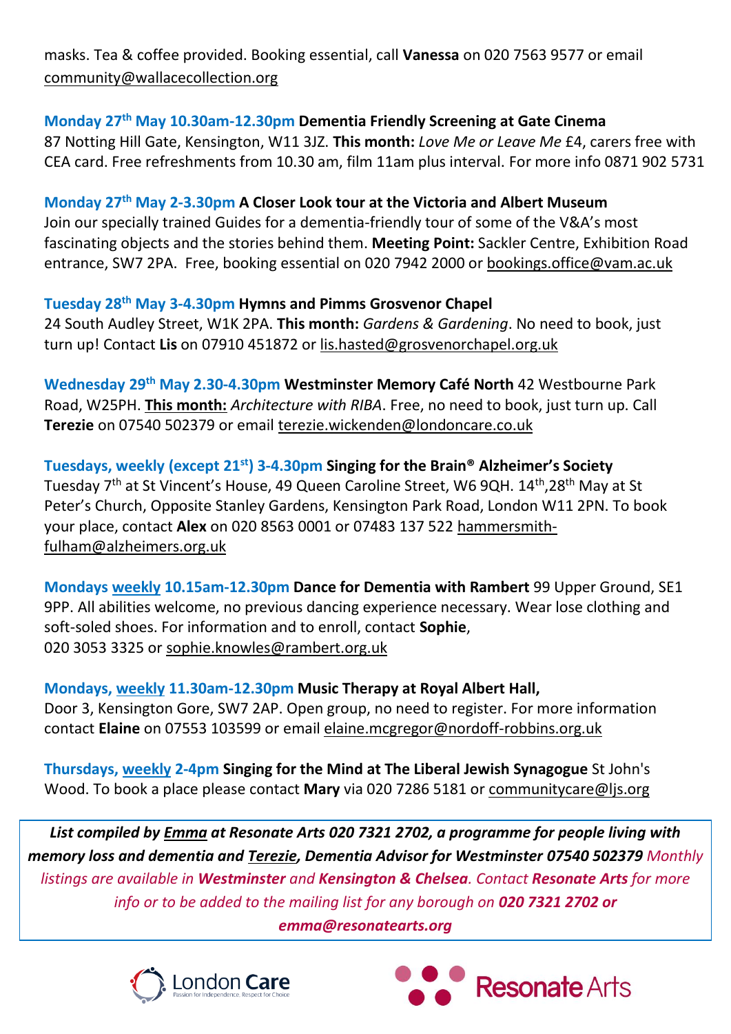masks. Tea & coffee provided. Booking essential, call **Vanessa** on 020 7563 9577 or email community@wallacecollection.org

**Monday 27th May 10.30am-12.30pm Dementia Friendly Screening at Gate Cinema**
87 Notting Hill Gate, Kensington, W11 3JZ. **This month:** *Love Me or Leave Me* £4, carers free with CEA card. Free refreshments from 10.30 am, film 11am plus interval. For more info 0871 902 5731

**Monday 27th May 2-3.30pm A Closer Look tour at the Victoria and Albert Museum**
Join our specially trained Guides for a dementia-friendly tour of some of the V&A's most fascinating objects and the stories behind them. **Meeting Point:** Sackler Centre, Exhibition Road entrance, SW7 2PA. Free, booking essential on 020 7942 2000 or bookings.office@vam.ac.uk

**Tuesday 28th May 3-4.30pm Hymns and Pimms Grosvenor Chapel**
24 South Audley Street, W1K 2PA. **This month:** *Gardens & Gardening*. No need to book, just turn up! Contact **Lis** on 07910 451872 or lis.hasted@grosvenorchapel.org.uk

**Wednesday 29th May 2.30-4.30pm Westminster Memory Café North** 42 Westbourne Park Road, W25PH. **This month:** *Architecture with RIBA*. Free, no need to book, just turn up. Call **Terezie** on 07540 502379 or email terezie.wickenden@londoncare.co.uk

**Tuesdays, weekly (except 21st) 3-4.30pm Singing for the Brain® Alzheimer's Society**
Tuesday 7th at St Vincent's House, 49 Queen Caroline Street, W6 9QH. 14th,28th May at St Peter's Church, Opposite Stanley Gardens, Kensington Park Road, London W11 2PN. To book your place, contact **Alex** on 020 8563 0001 or 07483 137 522 hammersmith-fulham@alzheimers.org.uk

**Mondays weekly 10.15am-12.30pm Dance for Dementia with Rambert** 99 Upper Ground, SE1 9PP. All abilities welcome, no previous dancing experience necessary. Wear lose clothing and soft-soled shoes. For information and to enroll, contact **Sophie**,
020 3053 3325 or sophie.knowles@rambert.org.uk

**Mondays, weekly 11.30am-12.30pm Music Therapy at Royal Albert Hall,**
Door 3, Kensington Gore, SW7 2AP. Open group, no need to register. For more information contact **Elaine** on 07553 103599 or email elaine.mcgregor@nordoff-robbins.org.uk

**Thursdays, weekly 2-4pm Singing for the Mind at The Liberal Jewish Synagogue** St John's Wood. To book a place please contact **Mary** via 020 7286 5181 or communitycare@ljs.org

***List compiled by Emma at Resonate Arts 020 7321 2702, a programme for people living with memory loss and dementia and Terezie, Dementia Advisor for Westminster 07540 502379*** *Monthly listings are available in **Westminster** and **Kensington & Chelsea**. Contact **Resonate Arts** for more info or to be added to the mailing list for any borough on **020 7321 2702 or emma@resonatearts.org***

London Care — Passion for Independence, Respect for Choice

Resonate Arts